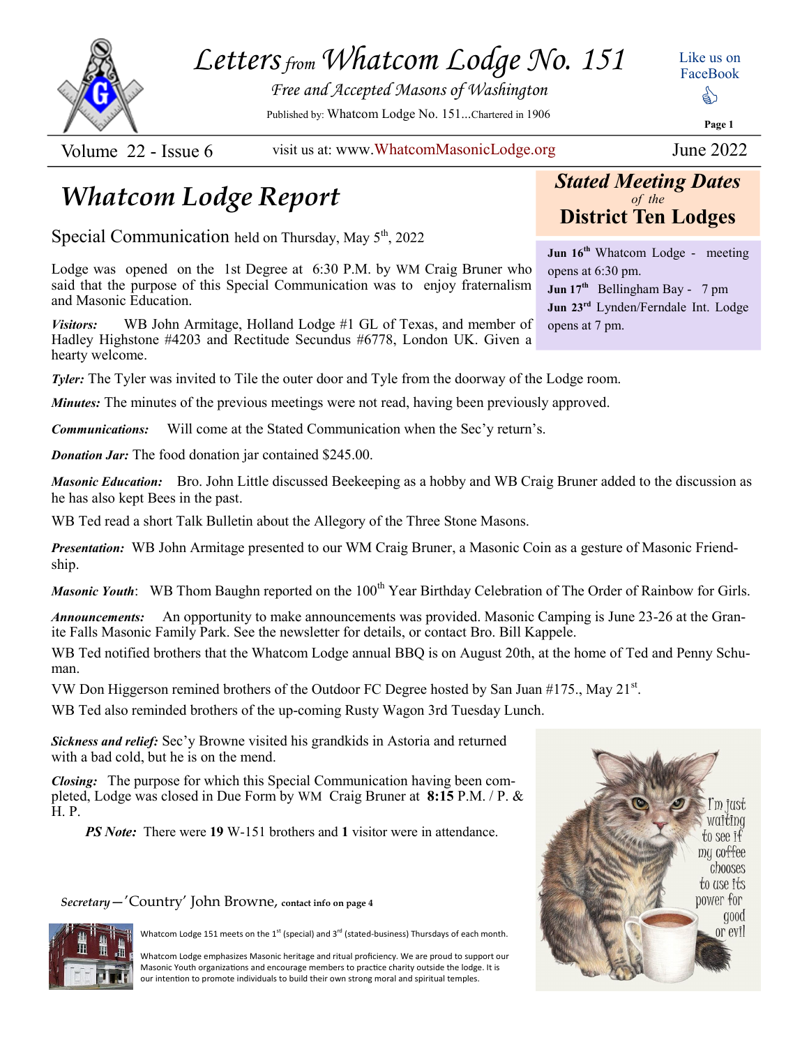# *Letters from Whatcom Lodge No. 151*

*Free and Accepted Masons of Washington*

Published by: Whatcom Lodge No. 151...Chartered in 1906

Like us on FaceBook

Volume 22 - Issue 6 | visit us at: www.WhatcomMasonicLodge.org | June 2022

## *Stated Meeting Dates of the* District Ten Lodges

**Jun 16th** Whatcom Lodge - meeting opens at 6:30 pm.

**Jun 17th** Bellingham Bay - 7 pm

**Jun 23rd** Lynden/Ferndale Int. Lodge opens at 7 pm.

## *Whatcom Lodge Report*

Special Communication held on Thursday, May 5th, 2022

Lodge was opened on the 1st Degree at 6:30 P.M. by WM Craig Bruner who said that the purpose of this Special Communication was to enjoy fraternalism and Masonic Education.

***Visitors:*** WB John Armitage, Holland Lodge #1 GL of Texas, and member of Hadley Highstone #4203 and Rectitude Secundus #6778, London UK. Given a hearty welcome.

***Tyler:*** The Tyler was invited to Tile the outer door and Tyle from the doorway of the Lodge room.

***Minutes:*** The minutes of the previous meetings were not read, having been previously approved.

***Communications:*** Will come at the Stated Communication when the Sec'y return's.

***Donation Jar:*** The food donation jar contained $245.00.

***Masonic Education:*** Bro. John Little discussed Beekeeping as a hobby and WB Craig Bruner added to the discussion as he has also kept Bees in the past.

WB Ted read a short Talk Bulletin about the Allegory of the Three Stone Masons.

***Presentation:*** WB John Armitage presented to our WM Craig Bruner, a Masonic Coin as a gesture of Masonic Friendship.

***Masonic Youth***: WB Thom Baughn reported on the 100th Year Birthday Celebration of The Order of Rainbow for Girls.

***Announcements:*** An opportunity to make announcements was provided. Masonic Camping is June 23-26 at the Granite Falls Masonic Family Park. See the newsletter for details, or contact Bro. Bill Kappele.

WB Ted notified brothers that the Whatcom Lodge annual BBQ is on August 20th, at the home of Ted and Penny Schuman.

VW Don Higgerson remined brothers of the Outdoor FC Degree hosted by San Juan #175., May 21st.

WB Ted also reminded brothers of the up-coming Rusty Wagon 3rd Tuesday Lunch.

***Sickness and relief:*** Sec'y Browne visited his grandkids in Astoria and returned with a bad cold, but he is on the mend.

***Closing:*** The purpose for which this Special Communication having been completed, Lodge was closed in Due Form by WM Craig Bruner at **8:15** P.M. / P. & H. P.

***PS Note:*** There were **19** W-151 brothers and **1** visitor were in attendance.

*Secretary*—'Country' John Browne, **contact info on page 4**

I'm just waiting to see if my coffee chooses to use its power for good or evil

Whatcom Lodge 151 meets on the 1st (special) and 3rd (stated-business) Thursdays of each month.

Whatcom Lodge emphasizes Masonic heritage and ritual proficiency. We are proud to support our Masonic Youth organizations and encourage members to practice charity outside the lodge. It is our intention to promote individuals to build their own strong moral and spiritual temples.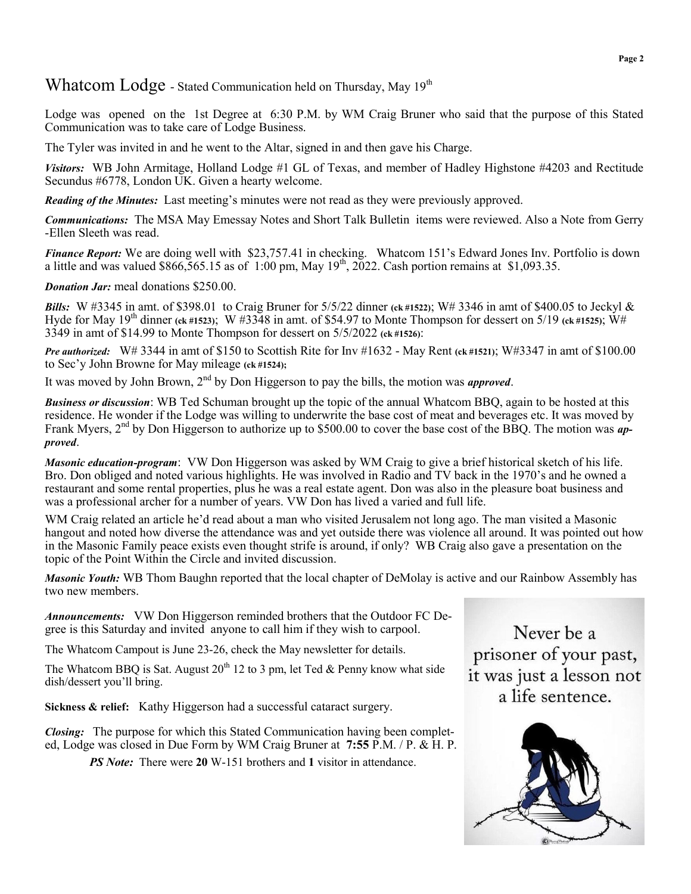# Whatcom Lodge - Stated Communication held on Thursday, May 19th

Lodge was opened on the 1st Degree at 6:30 P.M. by WM Craig Bruner who said that the purpose of this Stated Communication was to take care of Lodge Business.

The Tyler was invited in and he went to the Altar, signed in and then gave his Charge.

***Visitors:*** WB John Armitage, Holland Lodge #1 GL of Texas, and member of Hadley Highstone #4203 and Rectitude Secundus #6778, London UK. Given a hearty welcome.

***Reading of the Minutes:*** Last meeting's minutes were not read as they were previously approved.

***Communications:*** The MSA May Emessay Notes and Short Talk Bulletin items were reviewed. Also a Note from Gerry-Ellen Sleeth was read.

***Finance Report:*** We are doing well with $23,757.41 in checking. Whatcom 151's Edward Jones Inv. Portfolio is down a little and was valued $866,565.15 as of 1:00 pm, May 19th, 2022. Cash portion remains at $1,093.35.

***Donation Jar:*** meal donations $250.00.

***Bills:*** W #3345 in amt. of $398.01 to Craig Bruner for 5/5/22 dinner **(ck #1522)**; W# 3346 in amt of $400.05 to Jeckyl & Hyde for May 19th dinner **(ck #1523)**; W #3348 in amt. of $54.97 to Monte Thompson for dessert on 5/19 **(ck #1525)**; W# 3349 in amt of $14.99 to Monte Thompson for dessert on 5/5/2022 **(ck #1526)**:

***Pre authorized:*** W# 3344 in amt of $150 to Scottish Rite for Inv #1632 - May Rent **(ck #1521)**; W#3347 in amt of $100.00 to Sec'y John Browne for May mileage **(ck #1524);**

It was moved by John Brown, 2nd by Don Higgerson to pay the bills, the motion was ***approved***.

***Business or discussion***: WB Ted Schuman brought up the topic of the annual Whatcom BBQ, again to be hosted at this residence. He wonder if the Lodge was willing to underwrite the base cost of meat and beverages etc. It was moved by Frank Myers, 2nd by Don Higgerson to authorize up to $500.00 to cover the base cost of the BBQ. The motion was ***approved***.

***Masonic education-program***: VW Don Higgerson was asked by WM Craig to give a brief historical sketch of his life. Bro. Don obliged and noted various highlights. He was involved in Radio and TV back in the 1970's and he owned a restaurant and some rental properties, plus he was a real estate agent. Don was also in the pleasure boat business and was a professional archer for a number of years. VW Don has lived a varied and full life.

WM Craig related an article he'd read about a man who visited Jerusalem not long ago. The man visited a Masonic hangout and noted how diverse the attendance was and yet outside there was violence all around. It was pointed out how in the Masonic Family peace exists even thought strife is around, if only? WB Craig also gave a presentation on the topic of the Point Within the Circle and invited discussion.

***Masonic Youth:*** WB Thom Baughn reported that the local chapter of DeMolay is active and our Rainbow Assembly has two new members.

***Announcements:*** VW Don Higgerson reminded brothers that the Outdoor FC Degree is this Saturday and invited anyone to call him if they wish to carpool.

The Whatcom Campout is June 23-26, check the May newsletter for details.

The Whatcom BBQ is Sat. August 20th 12 to 3 pm, let Ted & Penny know what side dish/dessert you'll bring.

**Sickness & relief:** Kathy Higgerson had a successful cataract surgery.

***Closing:*** The purpose for which this Stated Communication having been completed, Lodge was closed in Due Form by WM Craig Bruner at **7:55** P.M. / P. & H. P.

***PS Note:*** There were **20** W-151 brothers and **1** visitor in attendance.

Never be a prisoner of your past, it was just a lesson not a life sentence.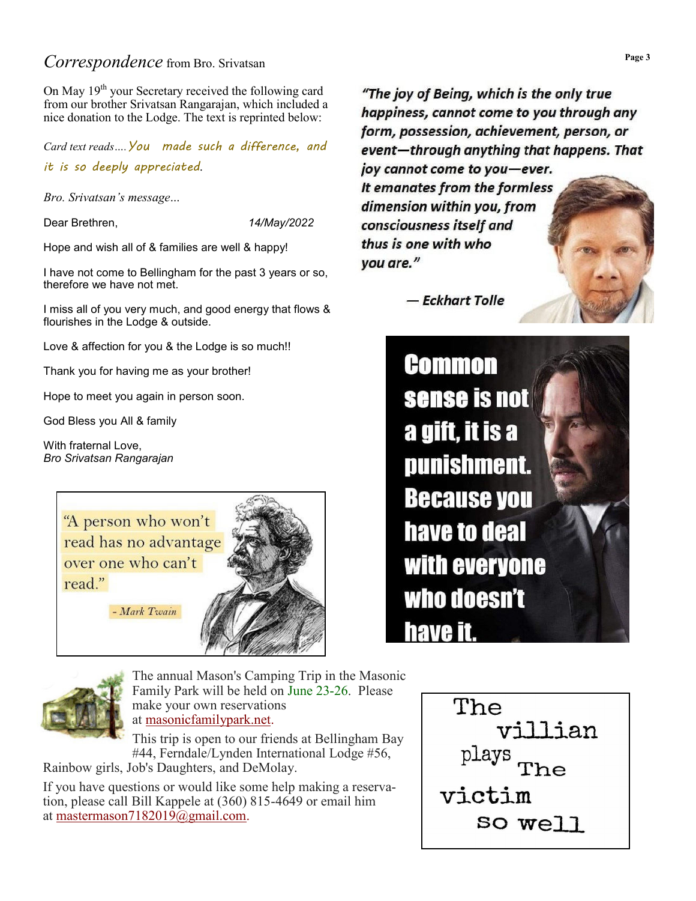## *Correspondence* from Bro. Srivatsan

On May 19th your Secretary received the following card from our brother Srivatsan Rangarajan, which included a nice donation to the Lodge. The text is reprinted below:

*Card text reads….You made such a difference, and it is so deeply appreciated.*

*Bro. Srivatsan's message…*

Dear Brethren, *14/May/2022*

Hope and wish all of & families are well & happy!

I have not come to Bellingham for the past 3 years or so, therefore we have not met.

I miss all of you very much, and good energy that flows & flourishes in the Lodge & outside.

Love & affection for you & the Lodge is so much!!

Thank you for having me as your brother!

Hope to meet you again in person soon.

God Bless you All & family

With fraternal Love,
*Bro Srivatsan Rangarajan*

"A person who won't read has no advantage over one who can't read."

*- Mark Twain*

***"The joy of Being, which is the only true happiness, cannot come to you through any form, possession, achievement, person, or event—through anything that happens. That joy cannot come to you—ever. It emanates from the formless dimension within you, from consciousness itself and thus is one with who you are."***

***— Eckhart Tolle***

**Common sense is not a gift, it is a punishment. Because you have to deal with everyone who doesn't have it.**

The annual Mason's Camping Trip in the Masonic Family Park will be held on June 23-26. Please make your own reservations at masonicfamilypark.net.

This trip is open to our friends at Bellingham Bay #44, Ferndale/Lynden International Lodge #56, Rainbow girls, Job's Daughters, and DeMolay.

If you have questions or would like some help making a reservation, please call Bill Kappele at (360) 815-4649 or email him at mastermason7182019@gmail.com.

The villian plays The victim so well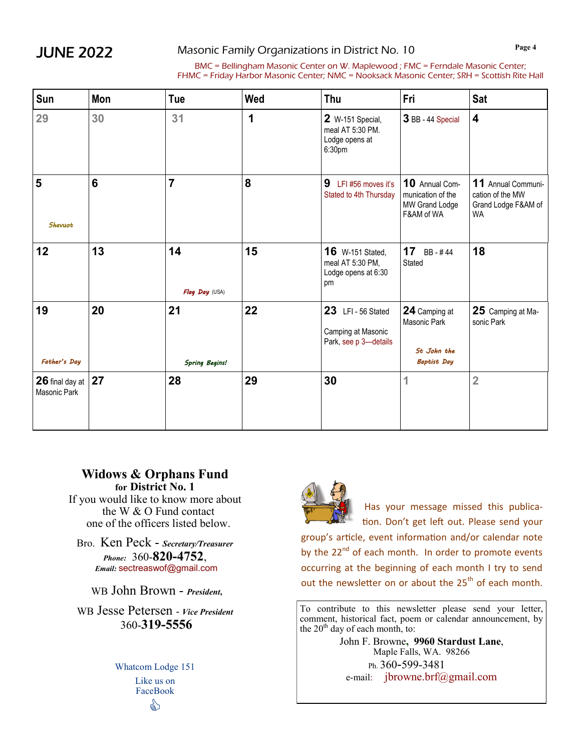# JUNE 2022

Masonic Family Organizations in District No. 10

BMC = Bellingham Masonic Center on W. Maplewood ; FMC = Ferndale Masonic Center; FHMC = Friday Harbor Masonic Center; NMC = Nooksack Masonic Center; SRH = Scottish Rite Hall

| Sun | Mon | Tue | Wed | Thu | Fri | Sat |
|---|---|---|---|---|---|---|
| 29 | 30 | 31 | 1 | 2 W-151 Special, meal AT 5:30 PM. Lodge opens at 6:30pm | 3 BB - 44 Special | 4 |
| 5 *Shavuot* | 6 | 7 | 8 | 9 LFI #56 moves it's Stated to 4th Thursday | 10 Annual Communication of the MW Grand Lodge F&AM of WA | 11 Annual Communication of the MW Grand Lodge F&AM of WA |
| 12 | 13 | 14 *Flag Day* (USA) | 15 | 16 W-151 Stated, meal AT 5:30 PM, Lodge opens at 6:30 pm | 17 BB - # 44 Stated | 18 |
| 19 *Father's Day* | 20 | 21 *Spring Begins!* | 22 | 23 LFI - 56 Stated<br>Camping at Masonic Park, see p 3—details | 24 Camping at Masonic Park<br>*St John the Baptist Day* | 25 Camping at Masonic Park |
| 26 final day at Masonic Park | 27 | 28 | 29 | 30 | 1 | 2 |

## Widows & Orphans Fund
**for District No. 1**

If you would like to know more about the W & O Fund contact one of the officers listed below.

Bro. Ken Peck - ***Secretary/Treasurer***
***Phone:*** 360-**820-4752**,
***Email:*** sectreaswof@gmail.com

WB John Brown - ***President***,

WB Jesse Petersen - ***Vice President***
360-**319-5556**

Whatcom Lodge 151
Like us on FaceBook

Has your message missed this publication. Don't get left out. Please send your group's article, event information and/or calendar note by the 22nd of each month. In order to promote events occurring at the beginning of each month I try to send out the newsletter on or about the 25th of each month.

To contribute to this newsletter please send your letter, comment, historical fact, poem or calendar announcement, by the 20th day of each month, to:

John F. Browne**, 9960 Stardust Lane**,
Maple Falls, WA. 98266
Ph. 360-599-3481
e-mail: jbrowne.brf@gmail.com